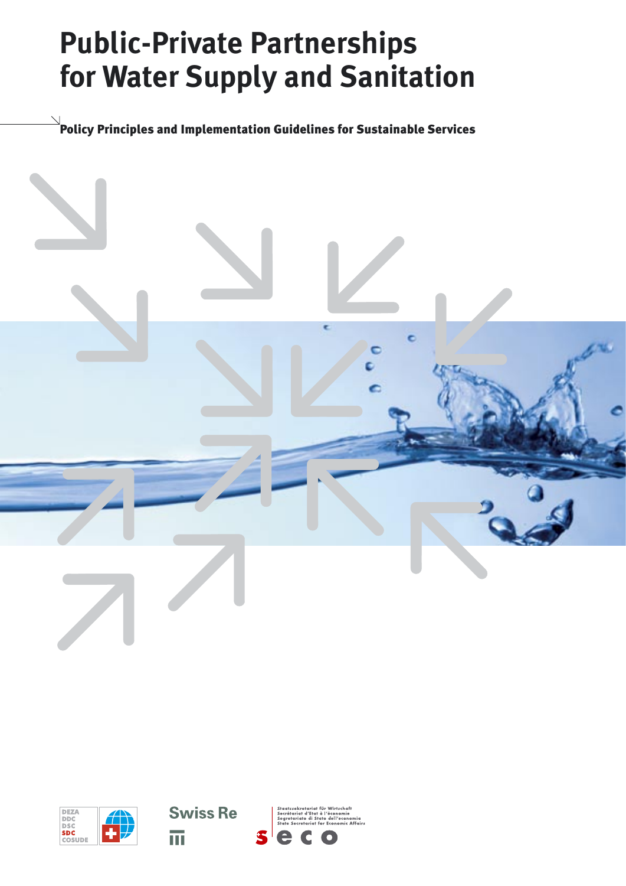# Public-Private Partnerships for Water Supply and Sanitation

**Policy Principles and Implementation Guidelines for Sustainable Services**

DEZA
DDC
DSC
SDC
COSUDE

Swiss Re

Staatssekretariat für Wirtschaft
Secrétariat d'Etat à l'économie
Segretariato di Stato dell'economia
State Secretariat for Economic Affairs

seco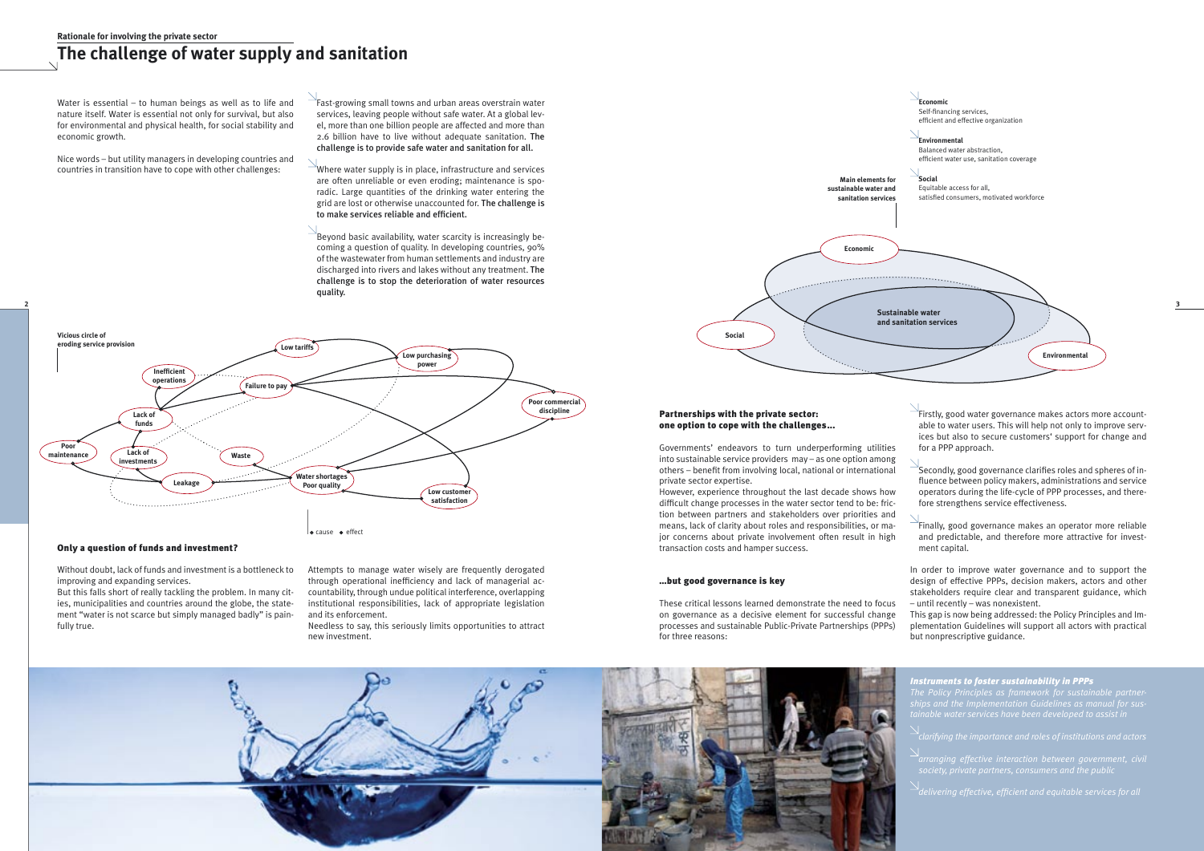Rationale for involving the private sector

# The challenge of water supply and sanitation

Water is essential – to human beings as well as to life and nature itself. Water is essential not only for survival, but also for environmental and physical health, for social stability and economic growth.

Nice words – but utility managers in developing countries and countries in transition have to cope with other challenges:

- Fast-growing small towns and urban areas overstrain water services, leaving people without safe water. At a global level, more than one billion people are affected and more than 2.6 billion have to live without adequate sanitation. **The challenge is to provide safe water and sanitation for all.**

- Where water supply is in place, infrastructure and services are often unreliable or even eroding; maintenance is sporadic. Large quantities of the drinking water entering the grid are lost or otherwise unaccounted for. **The challenge is to make services reliable and efficient.**

- Beyond basic availability, water scarcity is increasingly becoming a question of quality. In developing countries, 90% of the wastewater from human settlements and industry are discharged into rivers and lakes without any treatment. **The challenge is to stop the deterioration of water resources quality.**

Vicious circle of eroding service provision

Low tariffs · Low purchasing power · Inefficient operations · Failure to pay · Poor commercial discipline · Lack of funds · Poor maintenance · Lack of investments · Waste · Leakage · Water shortages Poor quality · Low customer satisfaction

◆ cause ◆ effect

### Only a question of funds and investment?

Without doubt, lack of funds and investment is a bottleneck to improving and expanding services.
But this falls short of really tackling the problem. In many cities, municipalities and countries around the globe, the statement "water is not scarce but simply managed badly" is painfully true.

Attempts to manage water wisely are frequently derogated through operational inefficiency and lack of managerial accountability, through undue political interference, overlapping institutional responsibilities, lack of appropriate legislation and its enforcement.
Needless to say, this seriously limits opportunities to attract new investment.

Main elements for sustainable water and sanitation services

- **Economic**
  Self-financing services, efficient and effective organization
- **Environmental**
  Balanced water abstraction, efficient water use, sanitation coverage
- **Social**
  Equitable access for all, satisfied consumers, motivated workforce

Economic · Social · Environmental · Sustainable water and sanitation services

### Partnerships with the private sector: one option to cope with the challenges…

Governments' endeavors to turn underperforming utilities into sustainable service providers may – as one option among others – benefit from involving local, national or international private sector expertise.
However, experience throughout the last decade shows how difficult change processes in the water sector tend to be: friction between partners and stakeholders over priorities and means, lack of clarity about roles and responsibilities, or major concerns about private involvement often result in high transaction costs and hamper success.

### …but good governance is key

These critical lessons learned demonstrate the need to focus on governance as a decisive element for successful change processes and sustainable Public-Private Partnerships (PPPs) for three reasons:

- Firstly, good water governance makes actors more accountable to water users. This will help not only to improve services but also to secure customers' support for change and for a PPP approach.

- Secondly, good governance clarifies roles and spheres of influence between policy makers, administrations and service operators during the life-cycle of PPP processes, and therefore strengthens service effectiveness.

- Finally, good governance makes an operator more reliable and predictable, and therefore more attractive for investment capital.

In order to improve water governance and to support the design of effective PPPs, decision makers, actors and other stakeholders require clear and transparent guidance, which – until recently – was nonexistent.
This gap is now being addressed: the Policy Principles and Implementation Guidelines will support all actors with practical but nonprescriptive guidance.

***Instruments to foster sustainability in PPPs***

*The Policy Principles as framework for sustainable partnerships and the Implementation Guidelines as manual for sustainable water services have been developed to assist in*

- *clarifying the importance and roles of institutions and actors*
- *arranging effective interaction between government, civil society, private partners, consumers and the public*
- *delivering effective, efficient and equitable services for all*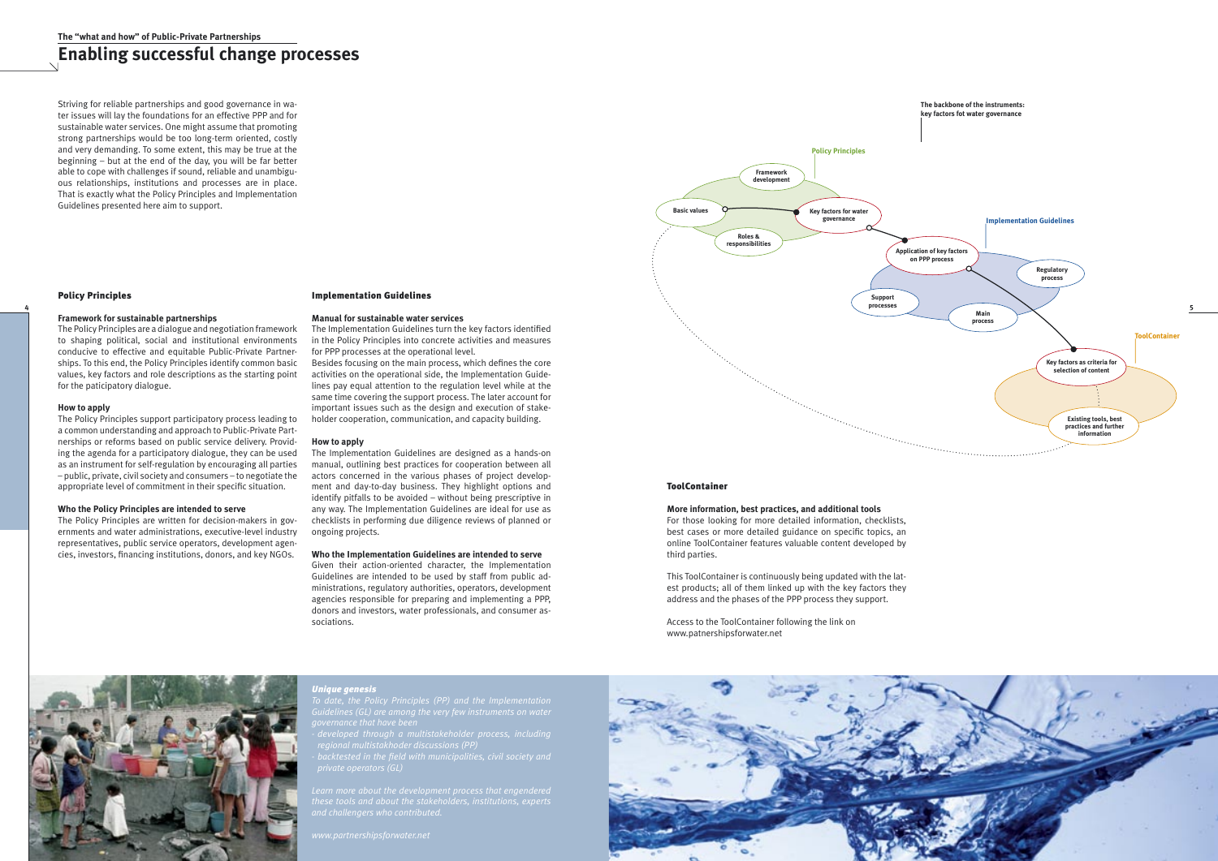# Enabling successful change processes

Striving for reliable partnerships and good governance in water issues will lay the foundations for an effective PPP and for sustainable water services. One might assume that promoting strong partnerships would be too long-term oriented, costly and very demanding. To some extent, this may be true at the beginning – but at the end of the day, you will be far better able to cope with challenges if sound, reliable and unambiguous relationships, institutions and processes are in place. That is exactly what the Policy Principles and Implementation Guidelines presented here aim to support.

## Policy Principles

### Framework for sustainable partnerships

The Policy Principles are a dialogue and negotiation framework to shaping political, social and institutional environments conducive to effective and equitable Public-Private Partnerships. To this end, the Policy Principles identify common basic values, key factors and role descriptions as the starting point for the paticipatory dialogue.

### How to apply

The Policy Principles support participatory process leading to a common understanding and approach to Public-Private Partnerships or reforms based on public service delivery. Providing the agenda for a participatory dialogue, they can be used as an instrument for self-regulation by encouraging all parties – public, private, civil society and consumers – to negotiate the appropriate level of commitment in their specific situation.

### Who the Policy Principles are intended to serve

The Policy Principles are written for decision-makers in governments and water administrations, executive-level industry representatives, public service operators, development agencies, investors, financing institutions, donors, and key NGOs.

## Implementation Guidelines

### Manual for sustainable water services

The Implementation Guidelines turn the key factors identified in the Policy Principles into concrete activities and measures for PPP processes at the operational level.

Besides focusing on the main process, which defines the core activities on the operational side, the Implementation Guidelines pay equal attention to the regulation level while at the same time covering the support process. The later account for important issues such as the design and execution of stakeholder cooperation, communication, and capacity building.

### How to apply

The Implementation Guidelines are designed as a hands-on manual, outlining best practices for cooperation between all actors concerned in the various phases of project development and day-to-day business. They highlight options and identify pitfalls to be avoided – without being prescriptive in any way. The Implementation Guidelines are ideal for use as checklists in performing due diligence reviews of planned or ongoing projects.

### Who the Implementation Guidelines are intended to serve

Given their action-oriented character, the Implementation Guidelines are intended to be used by staff from public administrations, regulatory authorities, operators, development agencies responsible for preparing and implementing a PPP, donors and investors, water professionals, and consumer associations.

**The backbone of the instruments: key factors fot water governance**

- **Policy Principles**: Framework development; Basic values; Key factors for water governance; Roles & responsibilities
- **Implementation Guidelines**: Application of key factors on PPP process; Regulatory process; Support processes; Main process
- **ToolContainer**: Key factors as criteria for selection of content; Existing tools, best practices and further information

## ToolContainer

### More information, best practices, and additional tools

For those looking for more detailed information, checklists, best cases or more detailed guidance on specific topics, an online ToolContainer features valuable content developed by third parties.

This ToolContainer is continuously being updated with the latest products; all of them linked up with the key factors they address and the phases of the PPP process they support.

Access to the ToolContainer following the link on www.patnershipsforwater.net

### *Unique genesis*

*To date, the Policy Principles (PP) and the Implementation Guidelines (GL) are among the very few instruments on water governance that have been*

- *developed through a multistakeholder process, including regional multistakhoder discussions (PP)*
- *backtested in the field with municipalities, civil society and private operators (GL)*

*Learn more about the development process that engendered these tools and about the stakeholders, institutions, experts and challengers who contributed.*

*www.partnershipsforwater.net*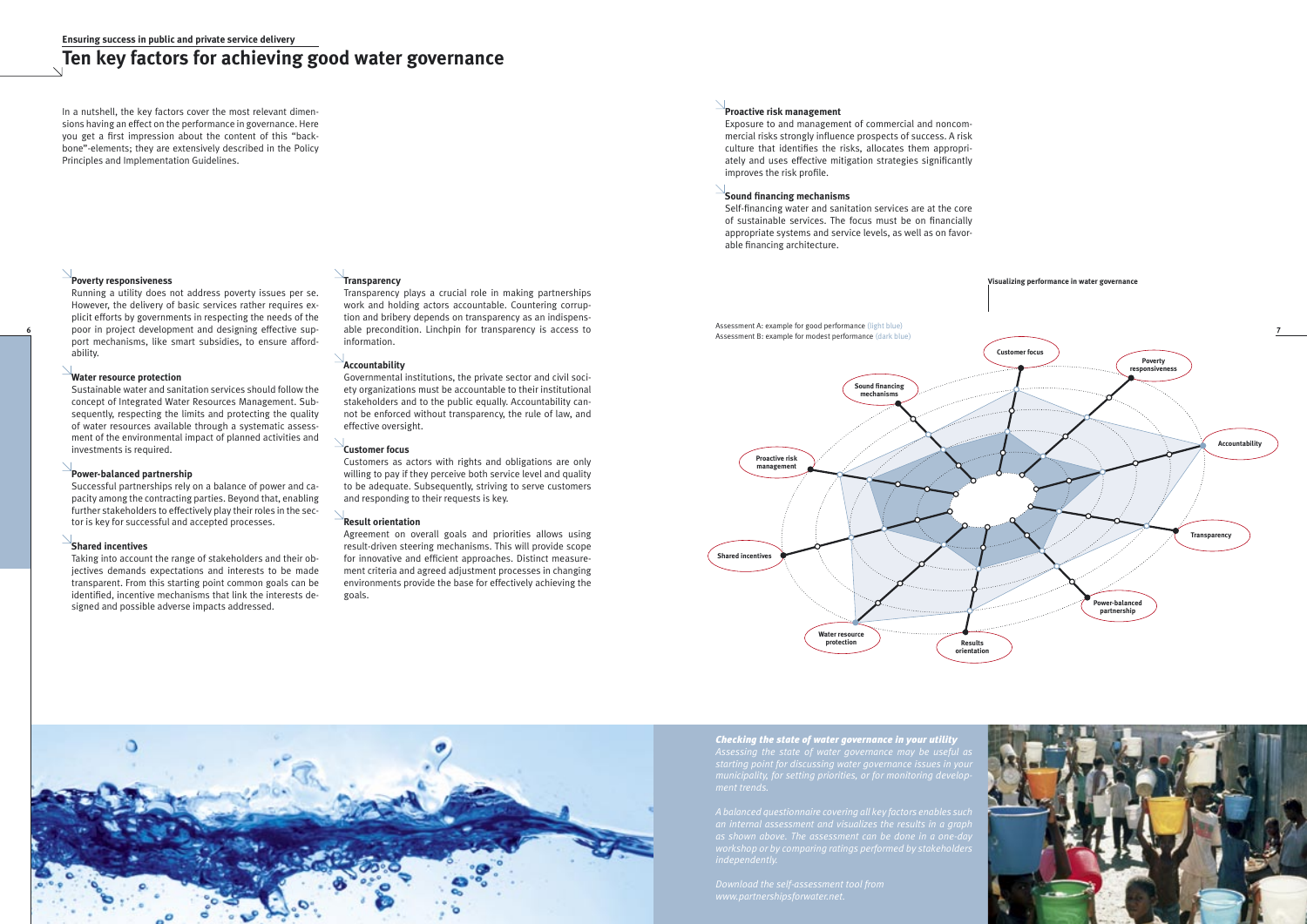**Ensuring success in public and private service delivery**

# Ten key factors for achieving good water governance

In a nutshell, the key factors cover the most relevant dimensions having an effect on the performance in governance. Here you get a first impression about the content of this "backbone"-elements; they are extensively described in the Policy Principles and Implementation Guidelines.

### Poverty responsiveness

Running a utility does not address poverty issues per se. However, the delivery of basic services rather requires explicit efforts by governments in respecting the needs of the poor in project development and designing effective support mechanisms, like smart subsidies, to ensure affordability.

### Water resource protection

Sustainable water and sanitation services should follow the concept of Integrated Water Resources Management. Subsequently, respecting the limits and protecting the quality of water resources available through a systematic assessment of the environmental impact of planned activities and investments is required.

### Power-balanced partnership

Successful partnerships rely on a balance of power and capacity among the contracting parties. Beyond that, enabling further stakeholders to effectively play their roles in the sector is key for successful and accepted processes.

### Shared incentives

Taking into account the range of stakeholders and their objectives demands expectations and interests to be made transparent. From this starting point common goals can be identified, incentive mechanisms that link the interests designed and possible adverse impacts addressed.

### Transparency

Transparency plays a crucial role in making partnerships work and holding actors accountable. Countering corruption and bribery depends on transparency as an indispensable precondition. Linchpin for transparency is access to information.

### Accountability

Governmental institutions, the private sector and civil society organizations must be accountable to their institutional stakeholders and to the public equally. Accountability cannot be enforced without transparency, the rule of law, and effective oversight.

### Customer focus

Customers as actors with rights and obligations are only willing to pay if they perceive both service level and quality to be adequate. Subsequently, striving to serve customers and responding to their requests is key.

### Result orientation

Agreement on overall goals and priorities allows using result-driven steering mechanisms. This will provide scope for innovative and efficient approaches. Distinct measurement criteria and agreed adjustment processes in changing environments provide the base for effectively achieving the goals.

### Proactive risk management

Exposure to and management of commercial and noncommercial risks strongly influence prospects of success. A risk culture that identifies the risks, allocates them appropriately and uses effective mitigation strategies significantly improves the risk profile.

### Sound financing mechanisms

Self-financing water and sanitation services are at the core of sustainable services. The focus must be on financially appropriate systems and service levels, as well as on favorable financing architecture.

**Visualizing performance in water governance**

Assessment A: example for good performance (light blue)
Assessment B: example for modest performance (dark blue)

Customer focus · Poverty responsiveness · Accountability · Transparency · Power-balanced partnership · Results orientation · Water resource protection · Shared incentives · Proactive risk management · Sound financing mechanisms

***Checking the state of water governance in your utility***

*Assessing the state of water governance may be useful as starting point for discussing water governance issues in your municipality, for setting priorities, or for monitoring development trends.*

*A balanced questionnaire covering all key factors enables such an internal assessment and visualizes the results in a graph as shown above. The assessment can be done in a one-day workshop or by comparing ratings performed by stakeholders independently.*

*Download the self-assessment tool from www.partnershipsforwater.net.*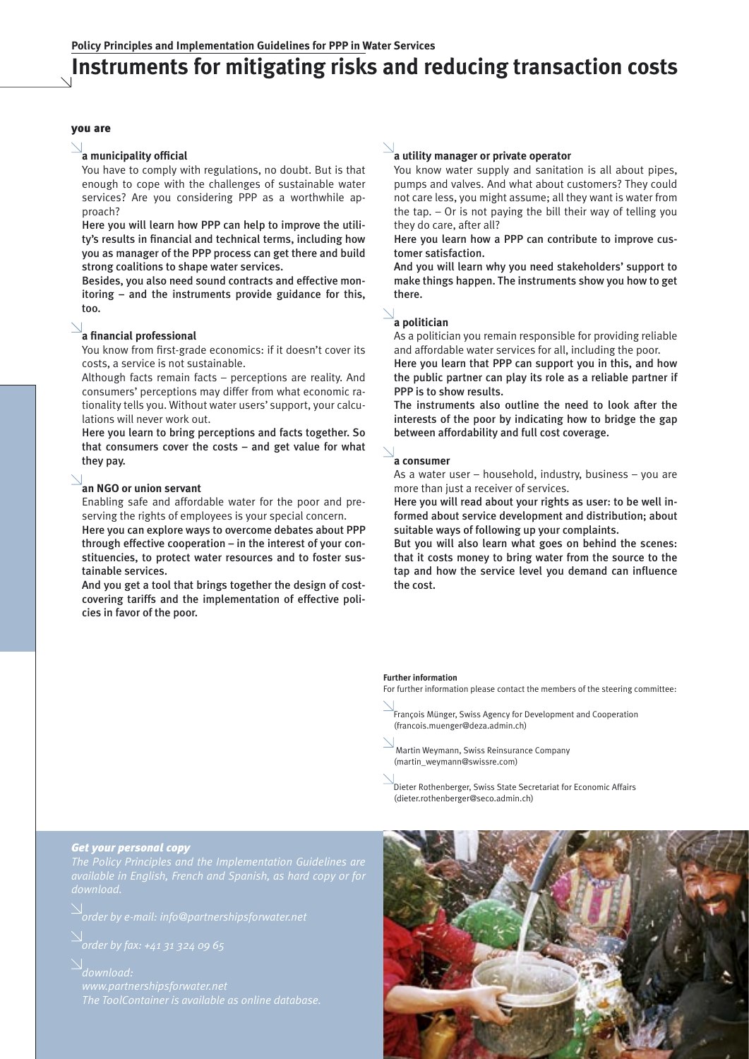Policy Principles and Implementation Guidelines for PPP in Water Services

# Instruments for mitigating risks and reducing transaction costs

**you are**

### a municipality official

You have to comply with regulations, no doubt. But is that enough to cope with the challenges of sustainable water services? Are you considering PPP as a worthwhile approach?

Here you will learn how PPP can help to improve the utility's results in financial and technical terms, including how you as manager of the PPP process can get there and build strong coalitions to shape water services.

Besides, you also need sound contracts and effective monitoring – and the instruments provide guidance for this, too.

### a financial professional

You know from first-grade economics: if it doesn't cover its costs, a service is not sustainable.

Although facts remain facts – perceptions are reality. And consumers' perceptions may differ from what economic rationality tells you. Without water users' support, your calculations will never work out.

Here you learn to bring perceptions and facts together. So that consumers cover the costs – and get value for what they pay.

### an NGO or union servant

Enabling safe and affordable water for the poor and preserving the rights of employees is your special concern.

Here you can explore ways to overcome debates about PPP through effective cooperation – in the interest of your constituencies, to protect water resources and to foster sustainable services.

And you get a tool that brings together the design of cost-covering tariffs and the implementation of effective policies in favor of the poor.

### a utility manager or private operator

You know water supply and sanitation is all about pipes, pumps and valves. And what about customers? They could not care less, you might assume; all they want is water from the tap. – Or is not paying the bill their way of telling you they do care, after all?

Here you learn how a PPP can contribute to improve customer satisfaction.

And you will learn why you need stakeholders' support to make things happen. The instruments show you how to get there.

### a politician

As a politician you remain responsible for providing reliable and affordable water services for all, including the poor.

Here you learn that PPP can support you in this, and how the public partner can play its role as a reliable partner if PPP is to show results.

The instruments also outline the need to look after the interests of the poor by indicating how to bridge the gap between affordability and full cost coverage.

### a consumer

As a water user – household, industry, business – you are more than just a receiver of services.

Here you will read about your rights as user: to be well informed about service development and distribution; about suitable ways of following up your complaints.

But you will also learn what goes on behind the scenes: that it costs money to bring water from the source to the tap and how the service level you demand can influence the cost.

**Further information**

For further information please contact the members of the steering committee:

- François Münger, Swiss Agency for Development and Cooperation (francois.muenger@deza.admin.ch)
- Martin Weymann, Swiss Reinsurance Company (martin_weymann@swissre.com)
- Dieter Rothenberger, Swiss State Secretariat for Economic Affairs (dieter.rothenberger@seco.admin.ch)

***Get your personal copy***

*The Policy Principles and the Implementation Guidelines are available in English, French and Spanish, as hard copy or for download.*

- *order by e-mail: info@partnershipsforwater.net*
- *order by fax: +41 31 324 09 65*
- *download: www.partnershipsforwater.net*
  *The ToolContainer is available as online database.*